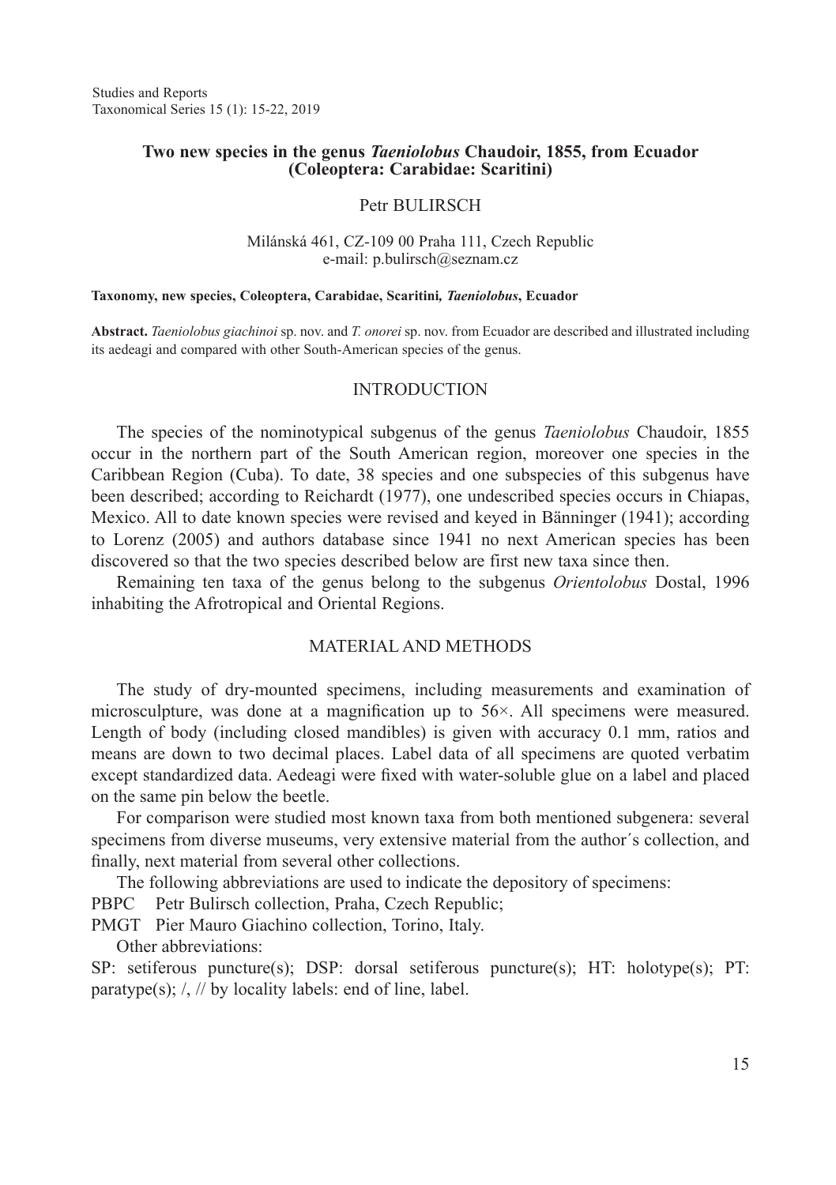# Two new species in the genus *Taeniolobus* Chaudoir, 1855, from Ecuador (Coleoptera: Carabidae: Scaritini)

Petr BULIRSCH

Milánská 461, CZ-109 00 Praha 111, Czech Republic
e-mail: p.bulirsch@seznam.cz

**Taxonomy, new species, Coleoptera, Carabidae, Scaritini, *Taeniolobus*, Ecuador**

**Abstract.** *Taeniolobus giachinoi* sp. nov. and *T. onorei* sp. nov. from Ecuador are described and illustrated including its aedeagi and compared with other South-American species of the genus.

## INTRODUCTION

The species of the nominotypical subgenus of the genus *Taeniolobus* Chaudoir, 1855 occur in the northern part of the South American region, moreover one species in the Caribbean Region (Cuba). To date, 38 species and one subspecies of this subgenus have been described; according to Reichardt (1977), one undescribed species occurs in Chiapas, Mexico. All to date known species were revised and keyed in Bänninger (1941); according to Lorenz (2005) and authors database since 1941 no next American species has been discovered so that the two species described below are first new taxa since then.

Remaining ten taxa of the genus belong to the subgenus *Orientolobus* Dostal, 1996 inhabiting the Afrotropical and Oriental Regions.

## MATERIAL AND METHODS

The study of dry-mounted specimens, including measurements and examination of microsculpture, was done at a magnification up to 56×. All specimens were measured. Length of body (including closed mandibles) is given with accuracy 0.1 mm, ratios and means are down to two decimal places. Label data of all specimens are quoted verbatim except standardized data. Aedeagi were fixed with water-soluble glue on a label and placed on the same pin below the beetle.

For comparison were studied most known taxa from both mentioned subgenera: several specimens from diverse museums, very extensive material from the author´s collection, and finally, next material from several other collections.

The following abbreviations are used to indicate the depository of specimens:

PBPC Petr Bulirsch collection, Praha, Czech Republic;

PMGT Pier Mauro Giachino collection, Torino, Italy.

Other abbreviations:

SP: setiferous puncture(s); DSP: dorsal setiferous puncture(s); HT: holotype(s); PT: paratype(s); /, // by locality labels: end of line, label.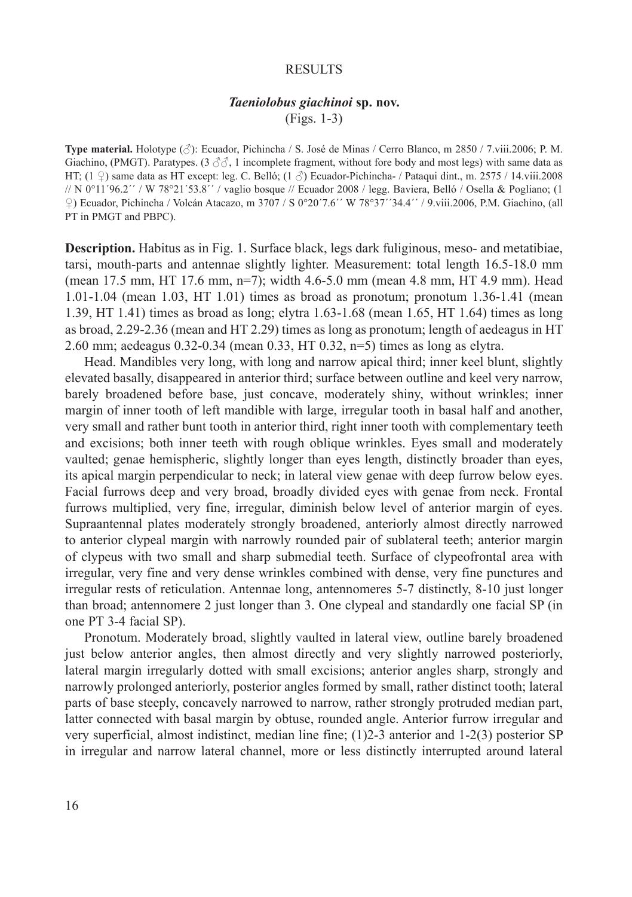# RESULTS

## *Taeniolobus giachinoi* sp. nov.

(Figs. 1-3)

**Type material.** Holotype (♂): Ecuador, Pichincha / S. José de Minas / Cerro Blanco, m 2850 / 7.viii.2006; P. M. Giachino, (PMGT). Paratypes. (3 ♂♂, 1 incomplete fragment, without fore body and most legs) with same data as HT; (1 ♀) same data as HT except: leg. C. Belló; (1 ♂) Ecuador-Pichincha- / Pataqui dint., m. 2575 / 14.viii.2008 // N 0°11´96.2´´ / W 78°21´53.8´´ / vaglio bosque // Ecuador 2008 / legg. Baviera, Belló / Osella & Pogliano; (1 ♀) Ecuador, Pichincha / Volcán Atacazo, m 3707 / S 0°20´7.6´´ W 78°37´´34.4´´ / 9.viii.2006, P.M. Giachino, (all PT in PMGT and PBPC).

**Description.** Habitus as in Fig. 1. Surface black, legs dark fuliginous, meso- and metatibiae, tarsi, mouth-parts and antennae slightly lighter. Measurement: total length 16.5-18.0 mm (mean 17.5 mm, HT 17.6 mm, n=7); width 4.6-5.0 mm (mean 4.8 mm, HT 4.9 mm). Head 1.01-1.04 (mean 1.03, HT 1.01) times as broad as pronotum; pronotum 1.36-1.41 (mean 1.39, HT 1.41) times as broad as long; elytra 1.63-1.68 (mean 1.65, HT 1.64) times as long as broad, 2.29-2.36 (mean and HT 2.29) times as long as pronotum; length of aedeagus in HT 2.60 mm; aedeagus 0.32-0.34 (mean 0.33, HT 0.32, n=5) times as long as elytra.

Head. Mandibles very long, with long and narrow apical third; inner keel blunt, slightly elevated basally, disappeared in anterior third; surface between outline and keel very narrow, barely broadened before base, just concave, moderately shiny, without wrinkles; inner margin of inner tooth of left mandible with large, irregular tooth in basal half and another, very small and rather bunt tooth in anterior third, right inner tooth with complementary teeth and excisions; both inner teeth with rough oblique wrinkles. Eyes small and moderately vaulted; genae hemispheric, slightly longer than eyes length, distinctly broader than eyes, its apical margin perpendicular to neck; in lateral view genae with deep furrow below eyes. Facial furrows deep and very broad, broadly divided eyes with genae from neck. Frontal furrows multiplied, very fine, irregular, diminish below level of anterior margin of eyes. Supraantennal plates moderately strongly broadened, anteriorly almost directly narrowed to anterior clypeal margin with narrowly rounded pair of sublateral teeth; anterior margin of clypeus with two small and sharp submedial teeth. Surface of clypeofrontal area with irregular, very fine and very dense wrinkles combined with dense, very fine punctures and irregular rests of reticulation. Antennae long, antennomeres 5-7 distinctly, 8-10 just longer than broad; antennomere 2 just longer than 3. One clypeal and standardly one facial SP (in one PT 3-4 facial SP).

Pronotum. Moderately broad, slightly vaulted in lateral view, outline barely broadened just below anterior angles, then almost directly and very slightly narrowed posteriorly, lateral margin irregularly dotted with small excisions; anterior angles sharp, strongly and narrowly prolonged anteriorly, posterior angles formed by small, rather distinct tooth; lateral parts of base steeply, concavely narrowed to narrow, rather strongly protruded median part, latter connected with basal margin by obtuse, rounded angle. Anterior furrow irregular and very superficial, almost indistinct, median line fine; (1)2-3 anterior and 1-2(3) posterior SP in irregular and narrow lateral channel, more or less distinctly interrupted around lateral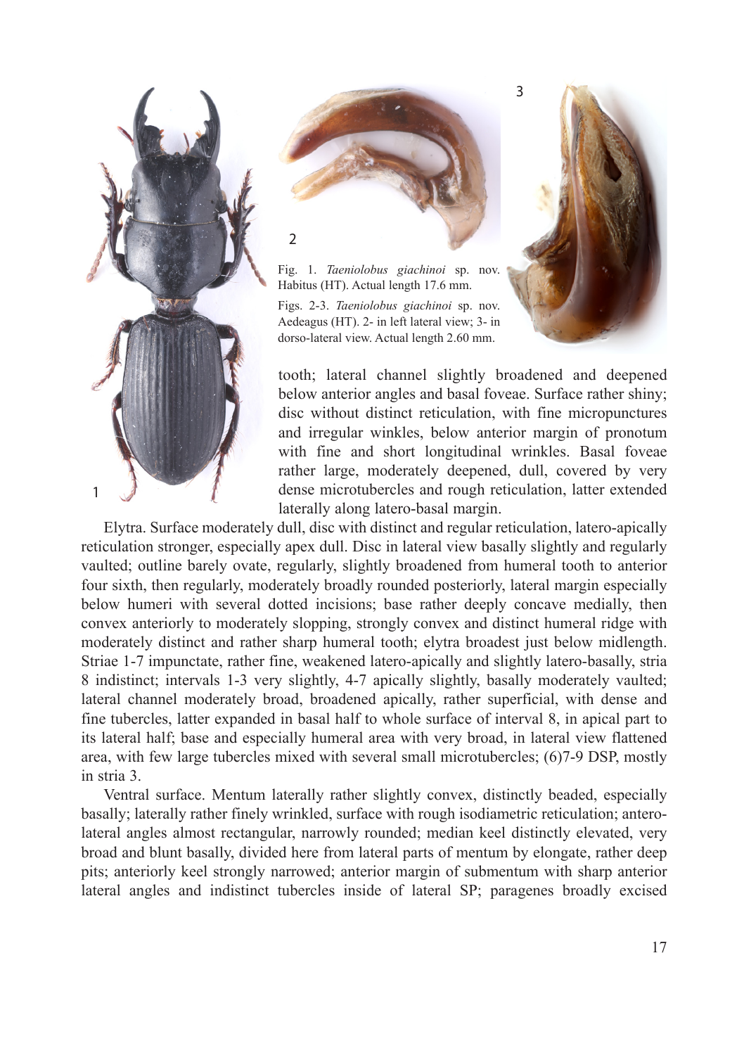Fig. 1. *Taeniolobus giachinoi* sp. nov. Habitus (HT). Actual length 17.6 mm.

Figs. 2-3. *Taeniolobus giachinoi* sp. nov. Aedeagus (HT). 2- in left lateral view; 3- in dorso-lateral view. Actual length 2.60 mm.

tooth; lateral channel slightly broadened and deepened below anterior angles and basal foveae. Surface rather shiny; disc without distinct reticulation, with fine micropunctures and irregular winkles, below anterior margin of pronotum with fine and short longitudinal wrinkles. Basal foveae rather large, moderately deepened, dull, covered by very dense microtubercles and rough reticulation, latter extended laterally along latero-basal margin.

Elytra. Surface moderately dull, disc with distinct and regular reticulation, latero-apically reticulation stronger, especially apex dull. Disc in lateral view basally slightly and regularly vaulted; outline barely ovate, regularly, slightly broadened from humeral tooth to anterior four sixth, then regularly, moderately broadly rounded posteriorly, lateral margin especially below humeri with several dotted incisions; base rather deeply concave medially, then convex anteriorly to moderately slopping, strongly convex and distinct humeral ridge with moderately distinct and rather sharp humeral tooth; elytra broadest just below midlength. Striae 1-7 impunctate, rather fine, weakened latero-apically and slightly latero-basally, stria 8 indistinct; intervals 1-3 very slightly, 4-7 apically slightly, basally moderately vaulted; lateral channel moderately broad, broadened apically, rather superficial, with dense and fine tubercles, latter expanded in basal half to whole surface of interval 8, in apical part to its lateral half; base and especially humeral area with very broad, in lateral view flattened area, with few large tubercles mixed with several small microtubercles; (6)7-9 DSP, mostly in stria 3.

Ventral surface. Mentum laterally rather slightly convex, distinctly beaded, especially basally; laterally rather finely wrinkled, surface with rough isodiametric reticulation; antero-lateral angles almost rectangular, narrowly rounded; median keel distinctly elevated, very broad and blunt basally, divided here from lateral parts of mentum by elongate, rather deep pits; anteriorly keel strongly narrowed; anterior margin of submentum with sharp anterior lateral angles and indistinct tubercles inside of lateral SP; paragenes broadly excised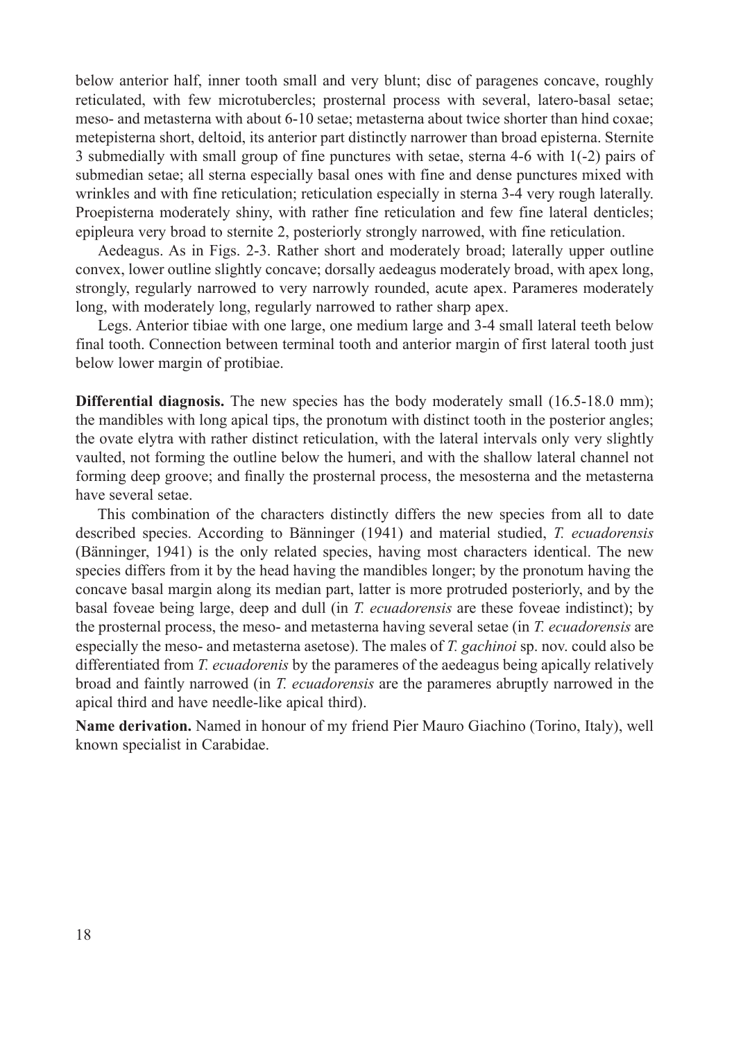below anterior half, inner tooth small and very blunt; disc of paragenes concave, roughly reticulated, with few microtubercles; prosternal process with several, latero-basal setae; meso- and metasterna with about 6-10 setae; metasterna about twice shorter than hind coxae; metepisterna short, deltoid, its anterior part distinctly narrower than broad episterna. Sternite 3 submedially with small group of fine punctures with setae, sterna 4-6 with 1(-2) pairs of submedian setae; all sterna especially basal ones with fine and dense punctures mixed with wrinkles and with fine reticulation; reticulation especially in sterna 3-4 very rough laterally. Proepisterna moderately shiny, with rather fine reticulation and few fine lateral denticles; epipleura very broad to sternite 2, posteriorly strongly narrowed, with fine reticulation.

Aedeagus. As in Figs. 2-3. Rather short and moderately broad; laterally upper outline convex, lower outline slightly concave; dorsally aedeagus moderately broad, with apex long, strongly, regularly narrowed to very narrowly rounded, acute apex. Parameres moderately long, with moderately long, regularly narrowed to rather sharp apex.

Legs. Anterior tibiae with one large, one medium large and 3-4 small lateral teeth below final tooth. Connection between terminal tooth and anterior margin of first lateral tooth just below lower margin of protibiae.

**Differential diagnosis.** The new species has the body moderately small (16.5-18.0 mm); the mandibles with long apical tips, the pronotum with distinct tooth in the posterior angles; the ovate elytra with rather distinct reticulation, with the lateral intervals only very slightly vaulted, not forming the outline below the humeri, and with the shallow lateral channel not forming deep groove; and finally the prosternal process, the mesosterna and the metasterna have several setae.

This combination of the characters distinctly differs the new species from all to date described species. According to Bänninger (1941) and material studied, *T. ecuadorensis* (Bänninger, 1941) is the only related species, having most characters identical. The new species differs from it by the head having the mandibles longer; by the pronotum having the concave basal margin along its median part, latter is more protruded posteriorly, and by the basal foveae being large, deep and dull (in *T. ecuadorensis* are these foveae indistinct); by the prosternal process, the meso- and metasterna having several setae (in *T. ecuadorensis* are especially the meso- and metasterna asetose). The males of *T. gachinoi* sp. nov. could also be differentiated from *T. ecuadorenis* by the parameres of the aedeagus being apically relatively broad and faintly narrowed (in *T. ecuadorensis* are the parameres abruptly narrowed in the apical third and have needle-like apical third).

**Name derivation.** Named in honour of my friend Pier Mauro Giachino (Torino, Italy), well known specialist in Carabidae.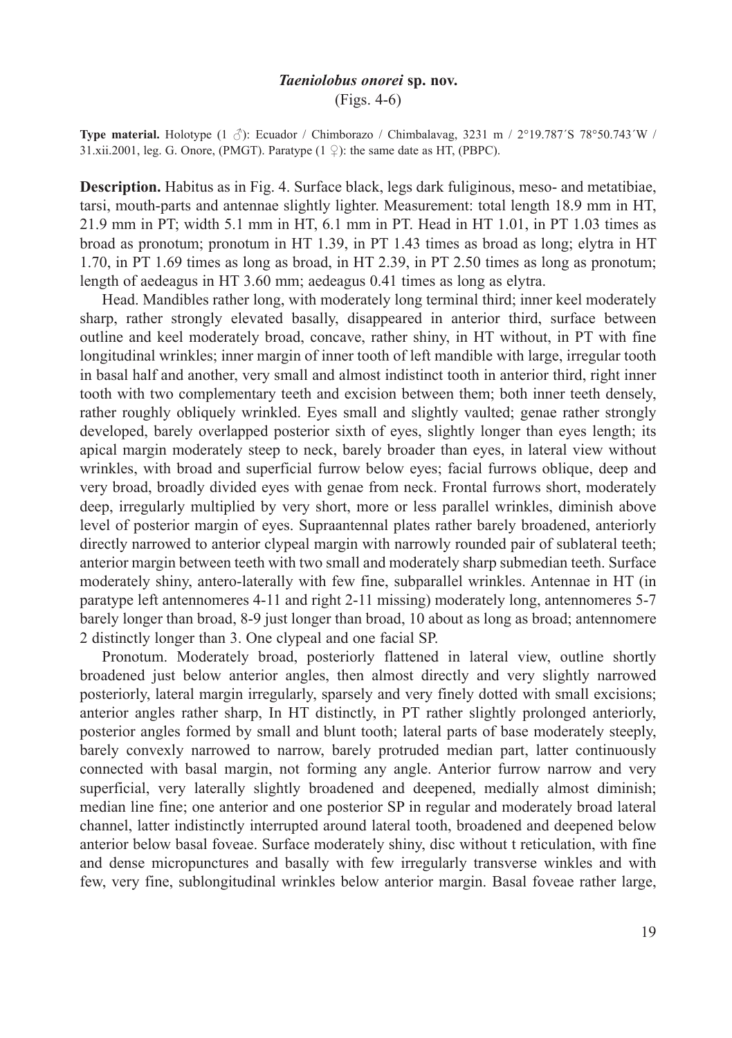### *Taeniolobus onorei* sp. nov.

(Figs. 4-6)

**Type material.** Holotype (1 ♂): Ecuador / Chimborazo / Chimbalavag, 3231 m / 2°19.787´S 78°50.743´W / 31.xii.2001, leg. G. Onore, (PMGT). Paratype (1 ♀): the same date as HT, (PBPC).

**Description.** Habitus as in Fig. 4. Surface black, legs dark fuliginous, meso- and metatibiae, tarsi, mouth-parts and antennae slightly lighter. Measurement: total length 18.9 mm in HT, 21.9 mm in PT; width 5.1 mm in HT, 6.1 mm in PT. Head in HT 1.01, in PT 1.03 times as broad as pronotum; pronotum in HT 1.39, in PT 1.43 times as broad as long; elytra in HT 1.70, in PT 1.69 times as long as broad, in HT 2.39, in PT 2.50 times as long as pronotum; length of aedeagus in HT 3.60 mm; aedeagus 0.41 times as long as elytra.

Head. Mandibles rather long, with moderately long terminal third; inner keel moderately sharp, rather strongly elevated basally, disappeared in anterior third, surface between outline and keel moderately broad, concave, rather shiny, in HT without, in PT with fine longitudinal wrinkles; inner margin of inner tooth of left mandible with large, irregular tooth in basal half and another, very small and almost indistinct tooth in anterior third, right inner tooth with two complementary teeth and excision between them; both inner teeth densely, rather roughly obliquely wrinkled. Eyes small and slightly vaulted; genae rather strongly developed, barely overlapped posterior sixth of eyes, slightly longer than eyes length; its apical margin moderately steep to neck, barely broader than eyes, in lateral view without wrinkles, with broad and superficial furrow below eyes; facial furrows oblique, deep and very broad, broadly divided eyes with genae from neck. Frontal furrows short, moderately deep, irregularly multiplied by very short, more or less parallel wrinkles, diminish above level of posterior margin of eyes. Supraantennal plates rather barely broadened, anteriorly directly narrowed to anterior clypeal margin with narrowly rounded pair of sublateral teeth; anterior margin between teeth with two small and moderately sharp submedian teeth. Surface moderately shiny, antero-laterally with few fine, subparallel wrinkles. Antennae in HT (in paratype left antennomeres 4-11 and right 2-11 missing) moderately long, antennomeres 5-7 barely longer than broad, 8-9 just longer than broad, 10 about as long as broad; antennomere 2 distinctly longer than 3. One clypeal and one facial SP.

Pronotum. Moderately broad, posteriorly flattened in lateral view, outline shortly broadened just below anterior angles, then almost directly and very slightly narrowed posteriorly, lateral margin irregularly, sparsely and very finely dotted with small excisions; anterior angles rather sharp, In HT distinctly, in PT rather slightly prolonged anteriorly, posterior angles formed by small and blunt tooth; lateral parts of base moderately steeply, barely convexly narrowed to narrow, barely protruded median part, latter continuously connected with basal margin, not forming any angle. Anterior furrow narrow and very superficial, very laterally slightly broadened and deepened, medially almost diminish; median line fine; one anterior and one posterior SP in regular and moderately broad lateral channel, latter indistinctly interrupted around lateral tooth, broadened and deepened below anterior below basal foveae. Surface moderately shiny, disc without t reticulation, with fine and dense micropunctures and basally with few irregularly transverse winkles and with few, very fine, sublongitudinal wrinkles below anterior margin. Basal foveae rather large,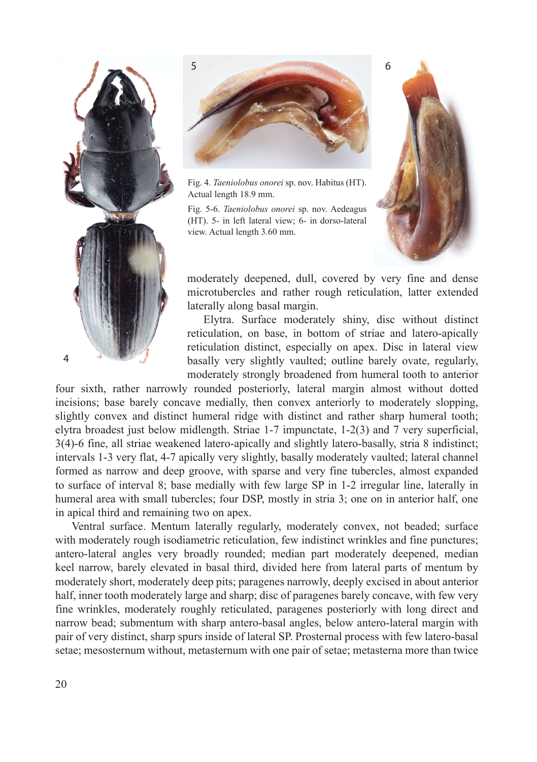Fig. 4. *Taeniolobus onorei* sp. nov. Habitus (HT). Actual length 18.9 mm.

Fig. 5-6. *Taeniolobus onorei* sp. nov. Aedeagus (HT). 5- in left lateral view; 6- in dorso-lateral view. Actual length 3.60 mm.

moderately deepened, dull, covered by very fine and dense microtubercles and rather rough reticulation, latter extended laterally along basal margin.

Elytra. Surface moderately shiny, disc without distinct reticulation, on base, in bottom of striae and latero-apically reticulation distinct, especially on apex. Disc in lateral view basally very slightly vaulted; outline barely ovate, regularly, moderately strongly broadened from humeral tooth to anterior four sixth, rather narrowly rounded posteriorly, lateral margin almost without dotted incisions; base barely concave medially, then convex anteriorly to moderately slopping, slightly convex and distinct humeral ridge with distinct and rather sharp humeral tooth; elytra broadest just below midlength. Striae 1-7 impunctate, 1-2(3) and 7 very superficial, 3(4)-6 fine, all striae weakened latero-apically and slightly latero-basally, stria 8 indistinct; intervals 1-3 very flat, 4-7 apically very slightly, basally moderately vaulted; lateral channel formed as narrow and deep groove, with sparse and very fine tubercles, almost expanded to surface of interval 8; base medially with few large SP in 1-2 irregular line, laterally in humeral area with small tubercles; four DSP, mostly in stria 3; one on in anterior half, one in apical third and remaining two on apex.

Ventral surface. Mentum laterally regularly, moderately convex, not beaded; surface with moderately rough isodiametric reticulation, few indistinct wrinkles and fine punctures; antero-lateral angles very broadly rounded; median part moderately deepened, median keel narrow, barely elevated in basal third, divided here from lateral parts of mentum by moderately short, moderately deep pits; paragenes narrowly, deeply excised in about anterior half, inner tooth moderately large and sharp; disc of paragenes barely concave, with few very fine wrinkles, moderately roughly reticulated, paragenes posteriorly with long direct and narrow bead; submentum with sharp antero-basal angles, below antero-lateral margin with pair of very distinct, sharp spurs inside of lateral SP. Prosternal process with few latero-basal setae; mesosternum without, metasternum with one pair of setae; metasterna more than twice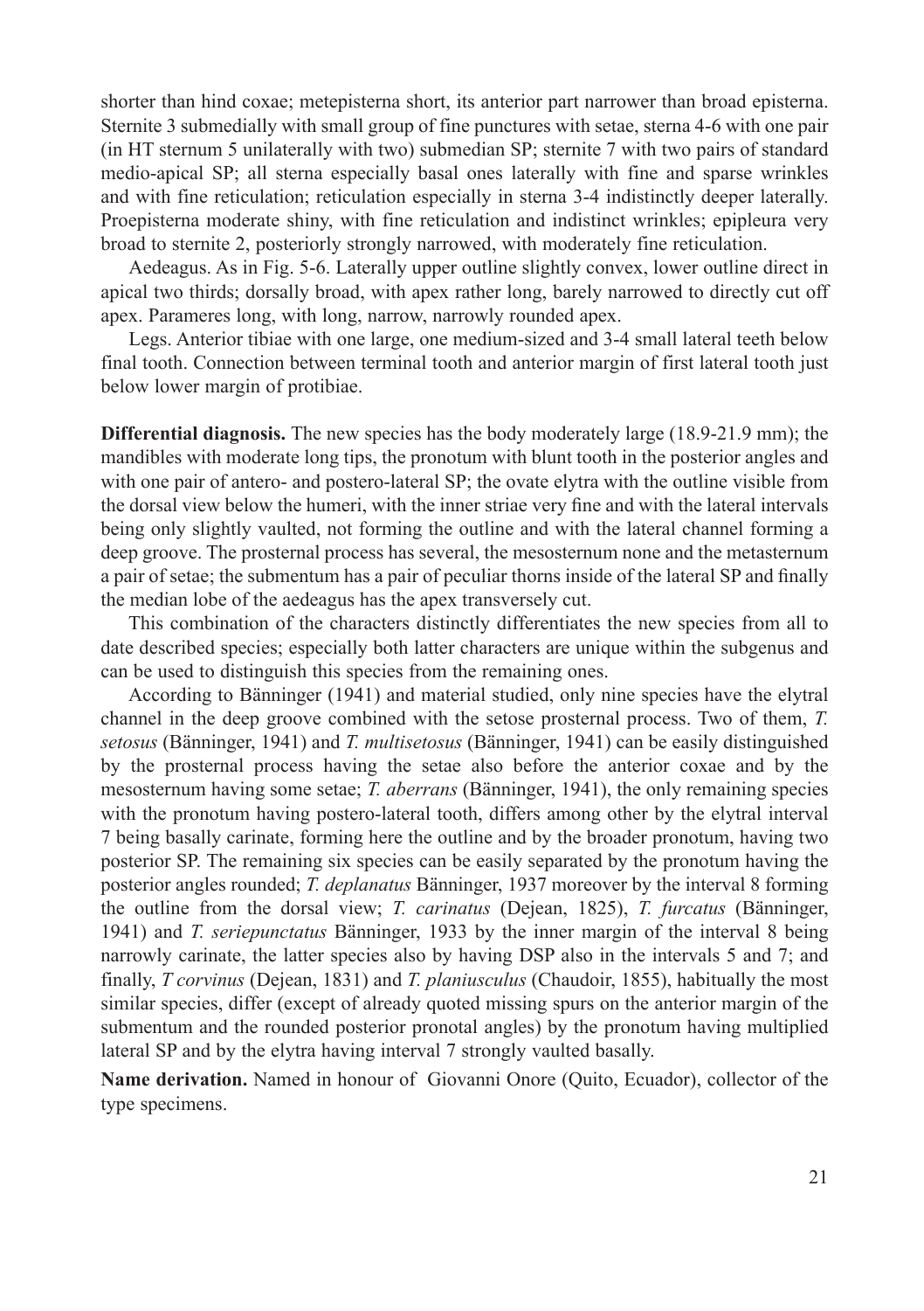shorter than hind coxae; metepisterna short, its anterior part narrower than broad episterna. Sternite 3 submedially with small group of fine punctures with setae, sterna 4-6 with one pair (in HT sternum 5 unilaterally with two) submedian SP; sternite 7 with two pairs of standard medio-apical SP; all sterna especially basal ones laterally with fine and sparse wrinkles and with fine reticulation; reticulation especially in sterna 3-4 indistinctly deeper laterally. Proepisterna moderate shiny, with fine reticulation and indistinct wrinkles; epipleura very broad to sternite 2, posteriorly strongly narrowed, with moderately fine reticulation.

Aedeagus. As in Fig. 5-6. Laterally upper outline slightly convex, lower outline direct in apical two thirds; dorsally broad, with apex rather long, barely narrowed to directly cut off apex. Parameres long, with long, narrow, narrowly rounded apex.

Legs. Anterior tibiae with one large, one medium-sized and 3-4 small lateral teeth below final tooth. Connection between terminal tooth and anterior margin of first lateral tooth just below lower margin of protibiae.

**Differential diagnosis.** The new species has the body moderately large (18.9-21.9 mm); the mandibles with moderate long tips, the pronotum with blunt tooth in the posterior angles and with one pair of antero- and postero-lateral SP; the ovate elytra with the outline visible from the dorsal view below the humeri, with the inner striae very fine and with the lateral intervals being only slightly vaulted, not forming the outline and with the lateral channel forming a deep groove. The prosternal process has several, the mesosternum none and the metasternum a pair of setae; the submentum has a pair of peculiar thorns inside of the lateral SP and finally the median lobe of the aedeagus has the apex transversely cut.

This combination of the characters distinctly differentiates the new species from all to date described species; especially both latter characters are unique within the subgenus and can be used to distinguish this species from the remaining ones.

According to Bänninger (1941) and material studied, only nine species have the elytral channel in the deep groove combined with the setose prosternal process. Two of them, *T. setosus* (Bänninger, 1941) and *T. multisetosus* (Bänninger, 1941) can be easily distinguished by the prosternal process having the setae also before the anterior coxae and by the mesosternum having some setae; *T. aberrans* (Bänninger, 1941), the only remaining species with the pronotum having postero-lateral tooth, differs among other by the elytral interval 7 being basally carinate, forming here the outline and by the broader pronotum, having two posterior SP. The remaining six species can be easily separated by the pronotum having the posterior angles rounded; *T. deplanatus* Bänninger, 1937 moreover by the interval 8 forming the outline from the dorsal view; *T. carinatus* (Dejean, 1825), *T. furcatus* (Bänninger, 1941) and *T. seriepunctatus* Bänninger, 1933 by the inner margin of the interval 8 being narrowly carinate, the latter species also by having DSP also in the intervals 5 and 7; and finally, *T corvinus* (Dejean, 1831) and *T. planiusculus* (Chaudoir, 1855), habitually the most similar species, differ (except of already quoted missing spurs on the anterior margin of the submentum and the rounded posterior pronotal angles) by the pronotum having multiplied lateral SP and by the elytra having interval 7 strongly vaulted basally.

**Name derivation.** Named in honour of Giovanni Onore (Quito, Ecuador), collector of the type specimens.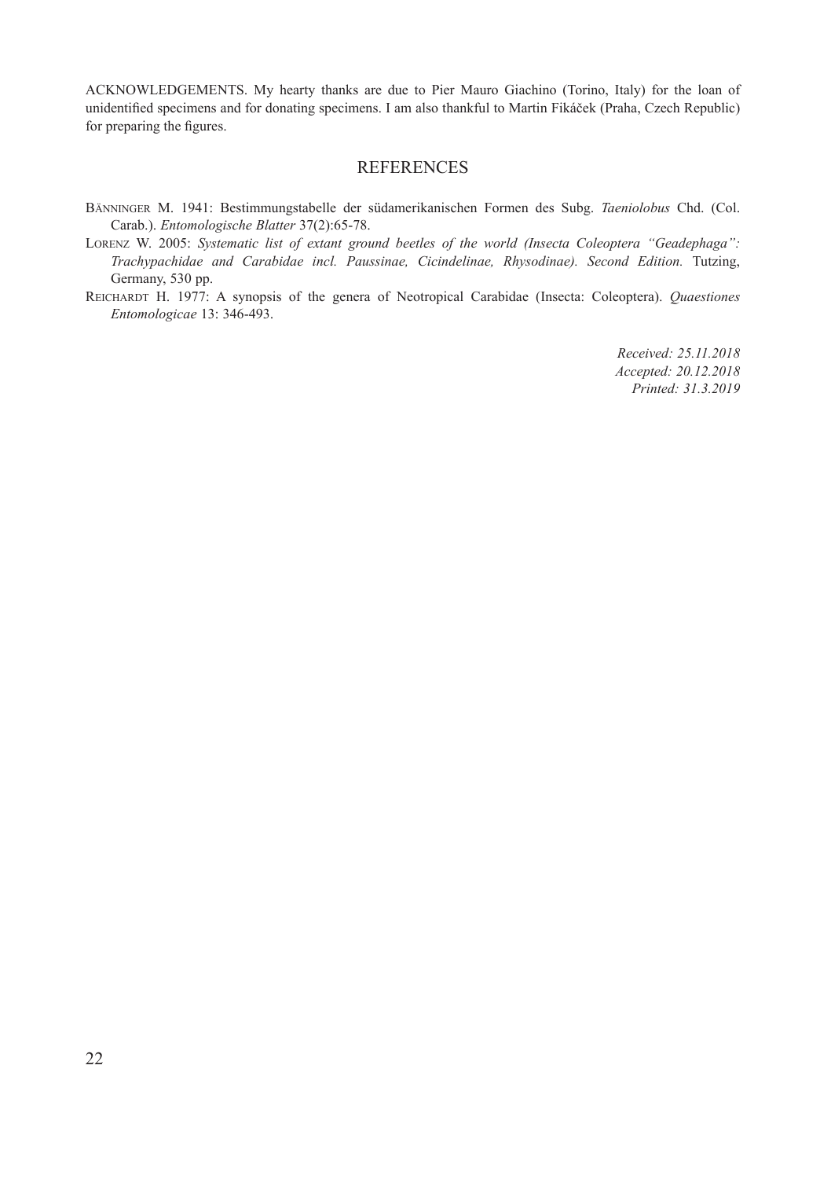ACKNOWLEDGEMENTS. My hearty thanks are due to Pier Mauro Giachino (Torino, Italy) for the loan of unidentified specimens and for donating specimens. I am also thankful to Martin Fikáček (Praha, Czech Republic) for preparing the figures.

## REFERENCES

Bänninger M. 1941: Bestimmungstabelle der südamerikanischen Formen des Subg. *Taeniolobus* Chd. (Col. Carab.). *Entomologische Blatter* 37(2):65-78.

Lorenz W. 2005: *Systematic list of extant ground beetles of the world (Insecta Coleoptera "Geadephaga": Trachypachidae and Carabidae incl. Paussinae, Cicindelinae, Rhysodinae). Second Edition.* Tutzing, Germany, 530 pp.

Reichardt H. 1977: A synopsis of the genera of Neotropical Carabidae (Insecta: Coleoptera). *Quaestiones Entomologicae* 13: 346-493.

*Received: 25.11.2018*
*Accepted: 20.12.2018*
*Printed: 31.3.2019*